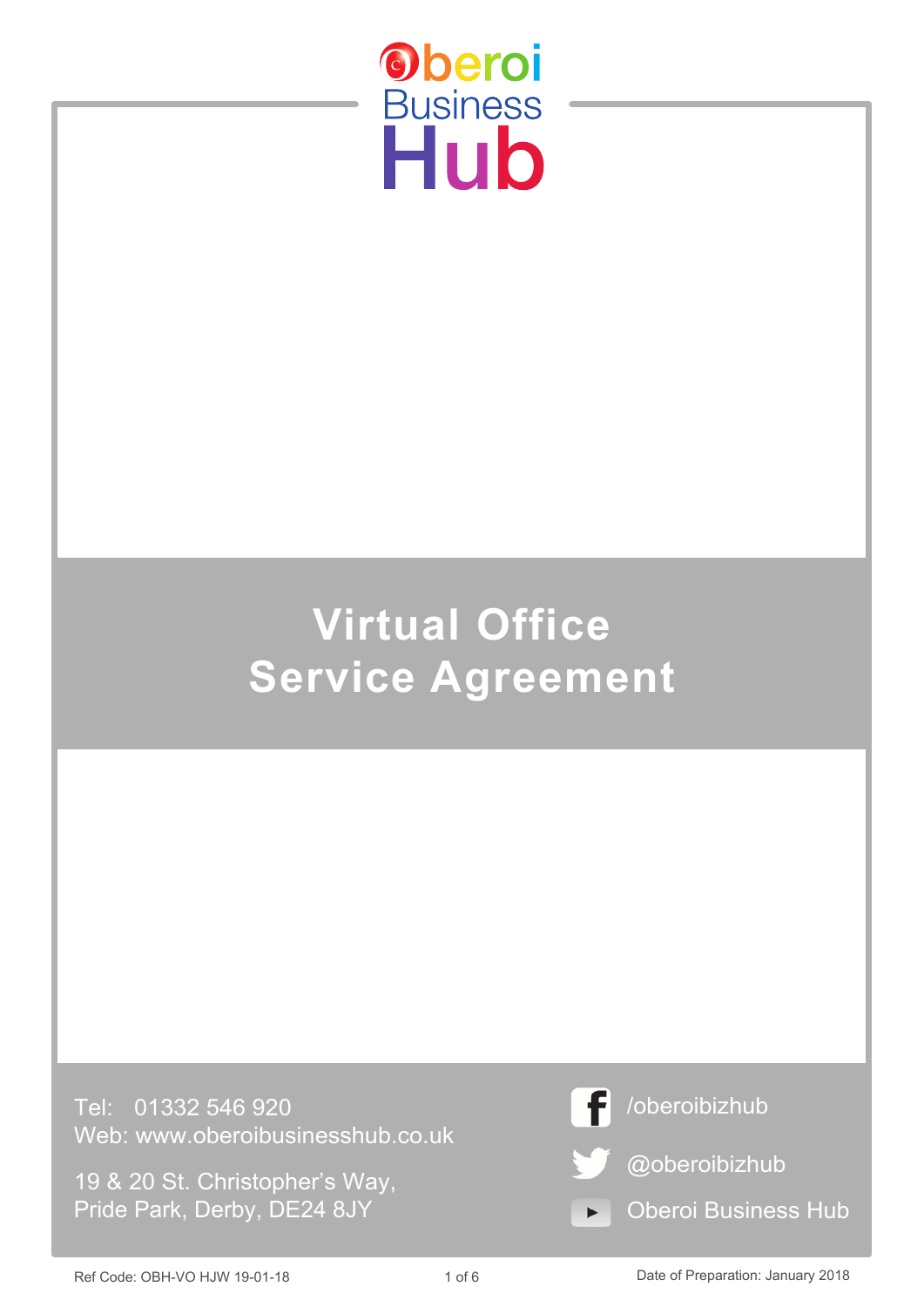Oberoi Business Hub

# Virtual Office Service Agreement

Tel: 01332 546 920
Web: www.oberoibusinesshub.co.uk

19 & 20 St. Christopher's Way,
Pride Park, Derby, DE24 8JY

/oberoibizhub

@oberoibizhub

Oberoi Business Hub

Ref Code: OBH-VO HJW 19-01-18

Date of Preparation: January 2018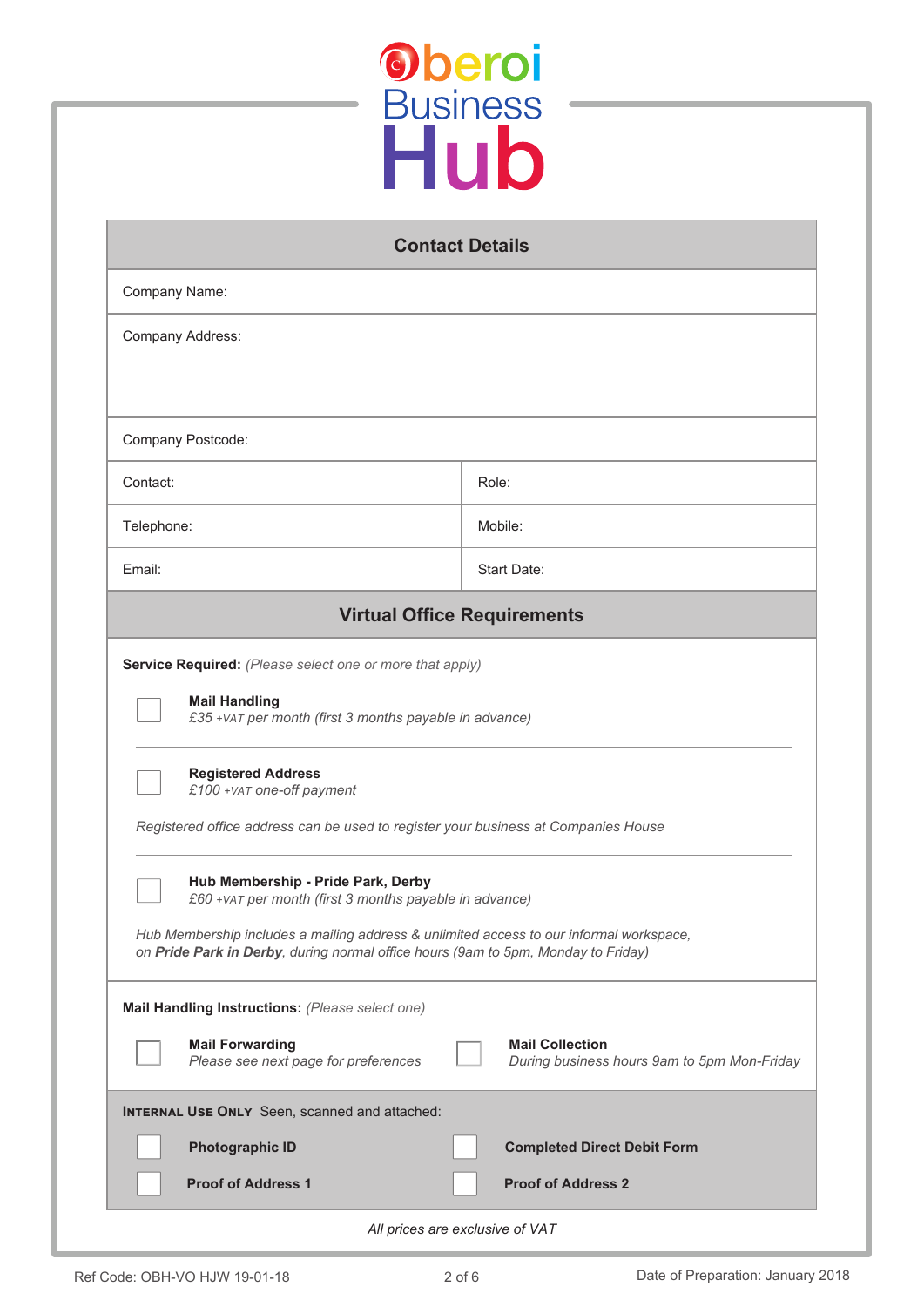# Oberoi Business Hub

## Contact Details

| | |
|---|---|
| Company Name: | |
| Company Address: | |
| Company Postcode: | |
| Contact: | Role: |
| Telephone: | Mobile: |
| Email: | Start Date: |

## Virtual Office Requirements

**Service Required:** *(Please select one or more that apply)*

- [ ] **Mail Handling**
  *£35 +VAT per month (first 3 months payable in advance)*

- [ ] **Registered Address**
  *£100 +VAT one-off payment*

*Registered office address can be used to register your business at Companies House*

- [ ] **Hub Membership - Pride Park, Derby**
  *£60 +VAT per month (first 3 months payable in advance)*

*Hub Membership includes a mailing address & unlimited access to our informal workspace, on **Pride Park in Derby**, during normal office hours (9am to 5pm, Monday to Friday)*

**Mail Handling Instructions:** *(Please select one)*

- [ ] **Mail Forwarding**
  *Please see next page for preferences*
- [ ] **Mail Collection**
  *During business hours 9am to 5pm Mon-Friday*

**INTERNAL USE ONLY** Seen, scanned and attached:

- [ ] **Photographic ID**
- [ ] **Completed Direct Debit Form**
- [ ] **Proof of Address 1**
- [ ] **Proof of Address 2**

*All prices are exclusive of VAT*

Ref Code: OBH-VO HJW 19-01-18

Date of Preparation: January 2018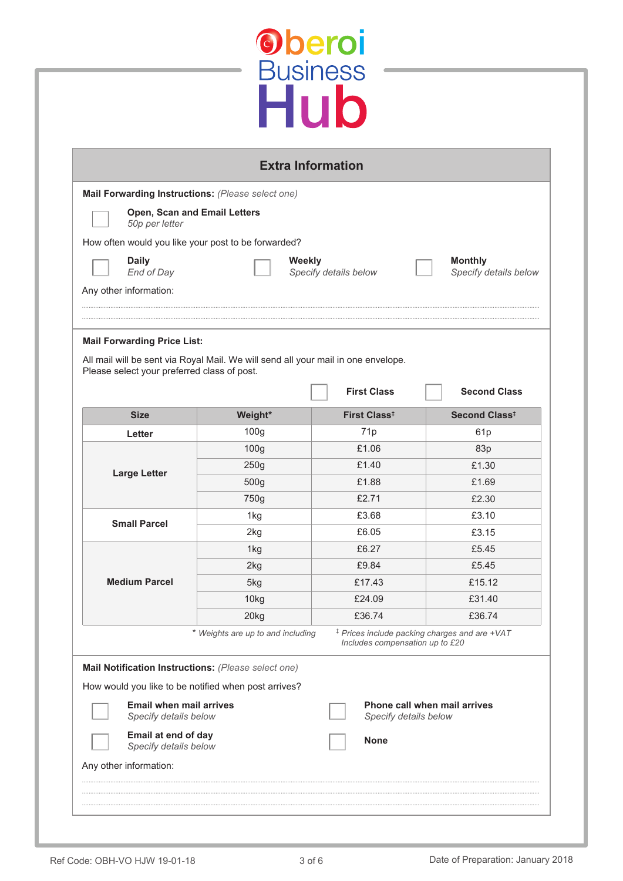# Oberoi Business Hub

## Extra Information

**Mail Forwarding Instructions:** *(Please select one)*

☐ **Open, Scan and Email Letters**
*50p per letter*

How often would you like your post to be forwarded?

☐ **Daily** *End of Day*

☐ **Weekly** *Specify details below*

☐ **Monthly** *Specify details below*

Any other information:

..................................................................................................................................

..................................................................................................................................

**Mail Forwarding Price List:**

All mail will be sent via Royal Mail. We will send all your mail in one envelope.
Please select your preferred class of post.

☐ **First Class** ☐ **Second Class**

| Size | Weight* | First Class‡ | Second Class‡ |
|---|---|---|---|
| **Letter** | 100g | 71p | 61p |
| **Large Letter** | 100g | £1.06 | 83p |
| | 250g | £1.40 | £1.30 |
| | 500g | £1.88 | £1.69 |
| | 750g | £2.71 | £2.30 |
| **Small Parcel** | 1kg | £3.68 | £3.10 |
| | 2kg | £6.05 | £3.15 |
| **Medium Parcel** | 1kg | £6.27 | £5.45 |
| | 2kg | £9.84 | £5.45 |
| | 5kg | £17.43 | £15.12 |
| | 10kg | £24.09 | £31.40 |
| | 20kg | £36.74 | £36.74 |

\* *Weights are up to and including*

‡ *Prices include packing charges and are +VAT*
*Includes compensation up to £20*

**Mail Notification Instructions:** *(Please select one)*

How would you like to be notified when post arrives?

☐ **Email when mail arrives** *Specify details below*

☐ **Phone call when mail arrives** *Specify details below*

☐ **Email at end of day** *Specify details below*

☐ **None**

Any other information:

..................................................................................................................................

..................................................................................................................................

..................................................................................................................................

Ref Code: OBH-VO HJW 19-01-18

Date of Preparation: January 2018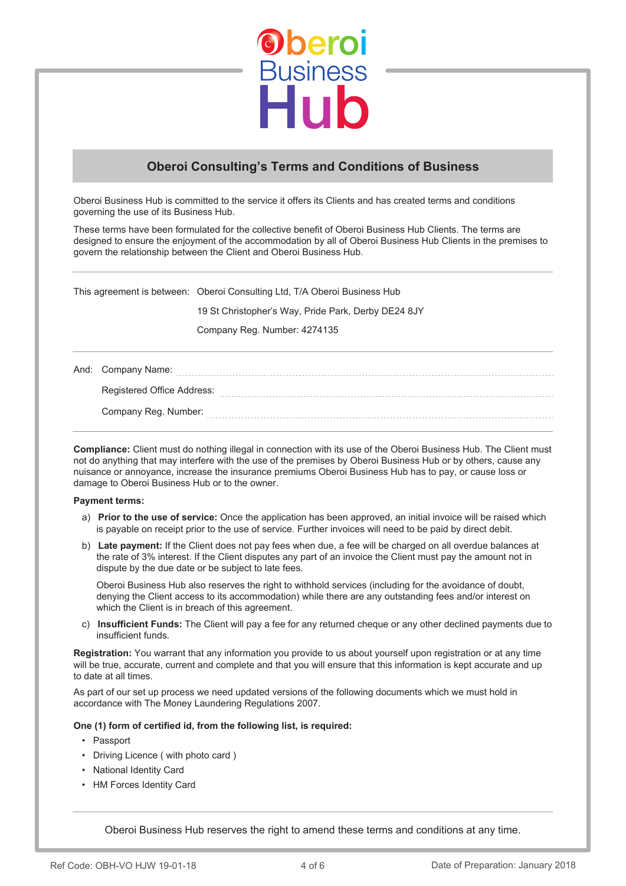## Oberoi Consulting's Terms and Conditions of Business

Oberoi Business Hub is committed to the service it offers its Clients and has created terms and conditions governing the use of its Business Hub.

These terms have been formulated for the collective benefit of Oberoi Business Hub Clients. The terms are designed to ensure the enjoyment of the accommodation by all of Oberoi Business Hub Clients in the premises to govern the relationship between the Client and Oberoi Business Hub.

---

This agreement is between: Oberoi Consulting Ltd, T/A Oberoi Business Hub

19 St Christopher's Way, Pride Park, Derby DE24 8JY

Company Reg. Number: 4274135

---

And: Company Name: ..........................................

Registered Office Address: ..........................................

Company Reg. Number: ..........................................

---

**Compliance:** Client must do nothing illegal in connection with its use of the Oberoi Business Hub. The Client must not do anything that may interfere with the use of the premises by Oberoi Business Hub or by others, cause any nuisance or annoyance, increase the insurance premiums Oberoi Business Hub has to pay, or cause loss or damage to Oberoi Business Hub or to the owner.

**Payment terms:**

a) **Prior to the use of service:** Once the application has been approved, an initial invoice will be raised which is payable on receipt prior to the use of service. Further invoices will need to be paid by direct debit.

b) **Late payment:** If the Client does not pay fees when due, a fee will be charged on all overdue balances at the rate of 3% interest. If the Client disputes any part of an invoice the Client must pay the amount not in dispute by the due date or be subject to late fees.

   Oberoi Business Hub also reserves the right to withhold services (including for the avoidance of doubt, denying the Client access to its accommodation) while there are any outstanding fees and/or interest on which the Client is in breach of this agreement.

c) **Insufficient Funds:** The Client will pay a fee for any returned cheque or any other declined payments due to insufficient funds.

**Registration:** You warrant that any information you provide to us about yourself upon registration or at any time will be true, accurate, current and complete and that you will ensure that this information is kept accurate and up to date at all times.

As part of our set up process we need updated versions of the following documents which we must hold in accordance with The Money Laundering Regulations 2007.

**One (1) form of certified id, from the following list, is required:**

- Passport
- Driving Licence ( with photo card )
- National Identity Card
- HM Forces Identity Card

---

Oberoi Business Hub reserves the right to amend these terms and conditions at any time.

Ref Code: OBH-VO HJW 19-01-18 | Date of Preparation: January 2018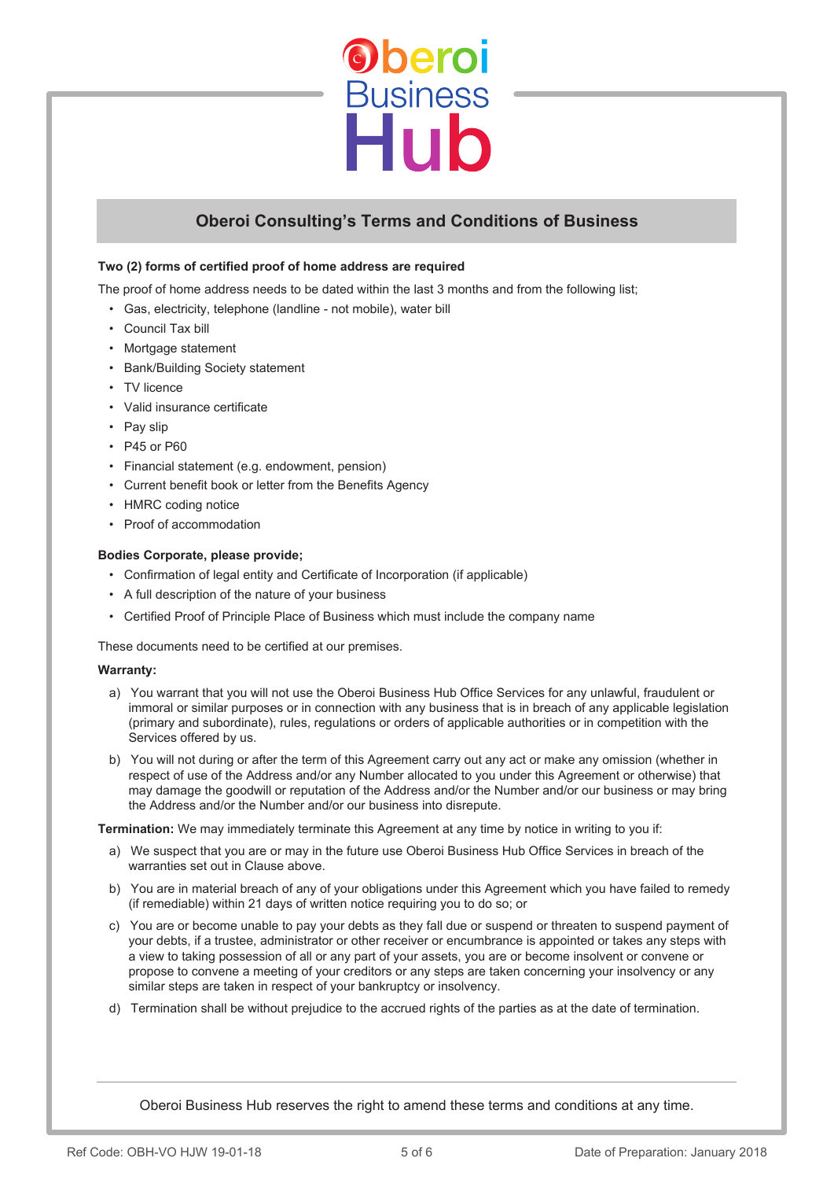## Oberoi Consulting's Terms and Conditions of Business

**Two (2) forms of certified proof of home address are required**

The proof of home address needs to be dated within the last 3 months and from the following list;

- Gas, electricity, telephone (landline - not mobile), water bill
- Council Tax bill
- Mortgage statement
- Bank/Building Society statement
- TV licence
- Valid insurance certificate
- Pay slip
- P45 or P60
- Financial statement (e.g. endowment, pension)
- Current benefit book or letter from the Benefits Agency
- HMRC coding notice
- Proof of accommodation

**Bodies Corporate, please provide;**

- Confirmation of legal entity and Certificate of Incorporation (if applicable)
- A full description of the nature of your business
- Certified Proof of Principle Place of Business which must include the company name

These documents need to be certified at our premises.

**Warranty:**

a) You warrant that you will not use the Oberoi Business Hub Office Services for any unlawful, fraudulent or immoral or similar purposes or in connection with any business that is in breach of any applicable legislation (primary and subordinate), rules, regulations or orders of applicable authorities or in competition with the Services offered by us.

b) You will not during or after the term of this Agreement carry out any act or make any omission (whether in respect of use of the Address and/or any Number allocated to you under this Agreement or otherwise) that may damage the goodwill or reputation of the Address and/or the Number and/or our business or may bring the Address and/or the Number and/or our business into disrepute.

**Termination:** We may immediately terminate this Agreement at any time by notice in writing to you if:

a) We suspect that you are or may in the future use Oberoi Business Hub Office Services in breach of the warranties set out in Clause above.

b) You are in material breach of any of your obligations under this Agreement which you have failed to remedy (if remediable) within 21 days of written notice requiring you to do so; or

c) You are or become unable to pay your debts as they fall due or suspend or threaten to suspend payment of your debts, if a trustee, administrator or other receiver or encumbrance is appointed or takes any steps with a view to taking possession of all or any part of your assets, you are or become insolvent or convene or propose to convene a meeting of your creditors or any steps are taken concerning your insolvency or any similar steps are taken in respect of your bankruptcy or insolvency.

d) Termination shall be without prejudice to the accrued rights of the parties as at the date of termination.

---

Oberoi Business Hub reserves the right to amend these terms and conditions at any time.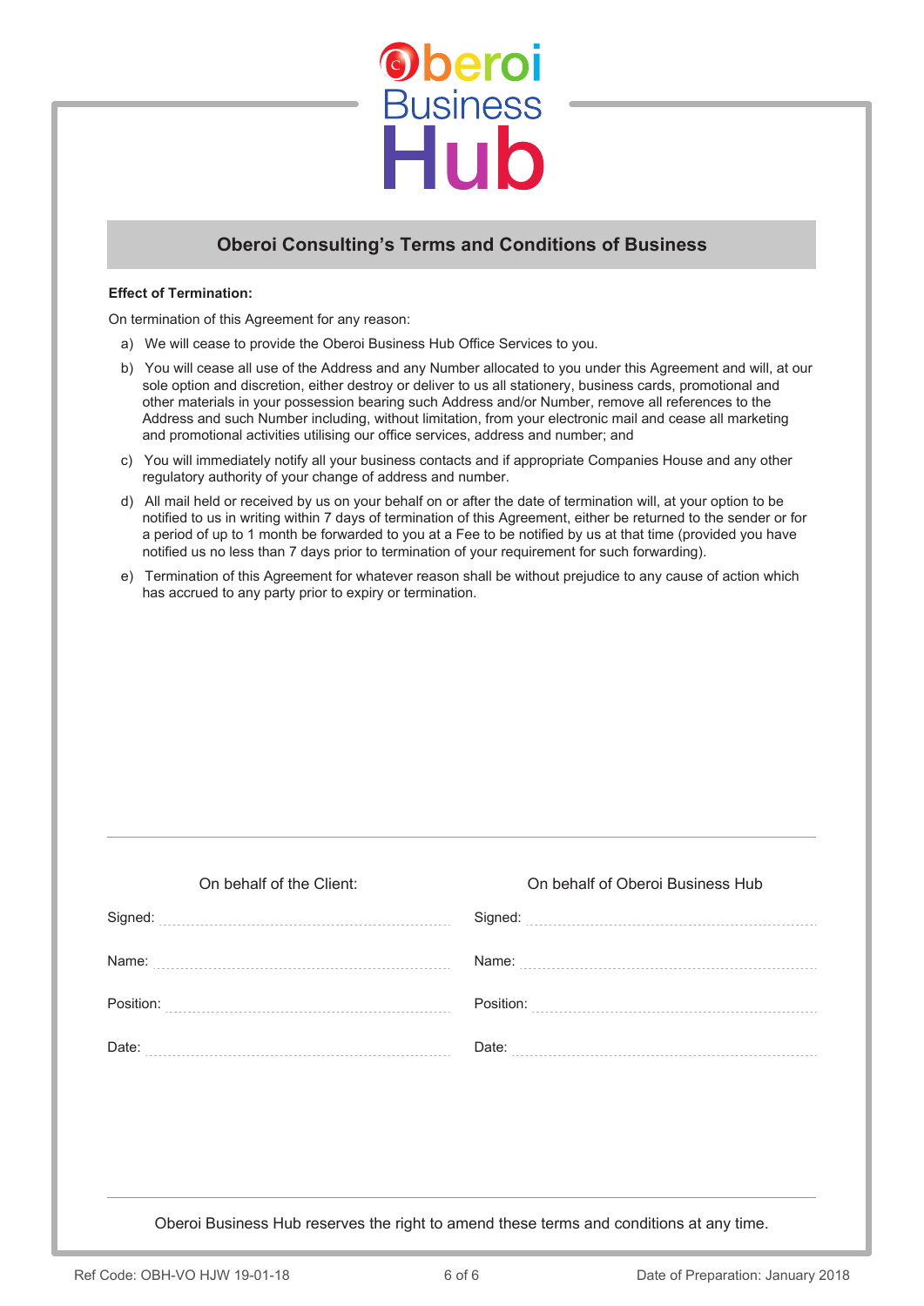## Oberoi Consulting's Terms and Conditions of Business

**Effect of Termination:**

On termination of this Agreement for any reason:

a) We will cease to provide the Oberoi Business Hub Office Services to you.

b) You will cease all use of the Address and any Number allocated to you under this Agreement and will, at our sole option and discretion, either destroy or deliver to us all stationery, business cards, promotional and other materials in your possession bearing such Address and/or Number, remove all references to the Address and such Number including, without limitation, from your electronic mail and cease all marketing and promotional activities utilising our office services, address and number; and

c) You will immediately notify all your business contacts and if appropriate Companies House and any other regulatory authority of your change of address and number.

d) All mail held or received by us on your behalf on or after the date of termination will, at your option to be notified to us in writing within 7 days of termination of this Agreement, either be returned to the sender or for a period of up to 1 month be forwarded to you at a Fee to be notified by us at that time (provided you have notified us no less than 7 days prior to termination of your requirement for such forwarding).

e) Termination of this Agreement for whatever reason shall be without prejudice to any cause of action which has accrued to any party prior to expiry or termination.

---

| On behalf of the Client: | On behalf of Oberoi Business Hub |
|---|---|
| Signed: ........................ | Signed: ........................ |
| Name: ........................ | Name: ........................ |
| Position: ........................ | Position: ........................ |
| Date: ........................ | Date: ........................ |

---

Oberoi Business Hub reserves the right to amend these terms and conditions at any time.

Ref Code: OBH-VO HJW 19-01-18

Date of Preparation: January 2018